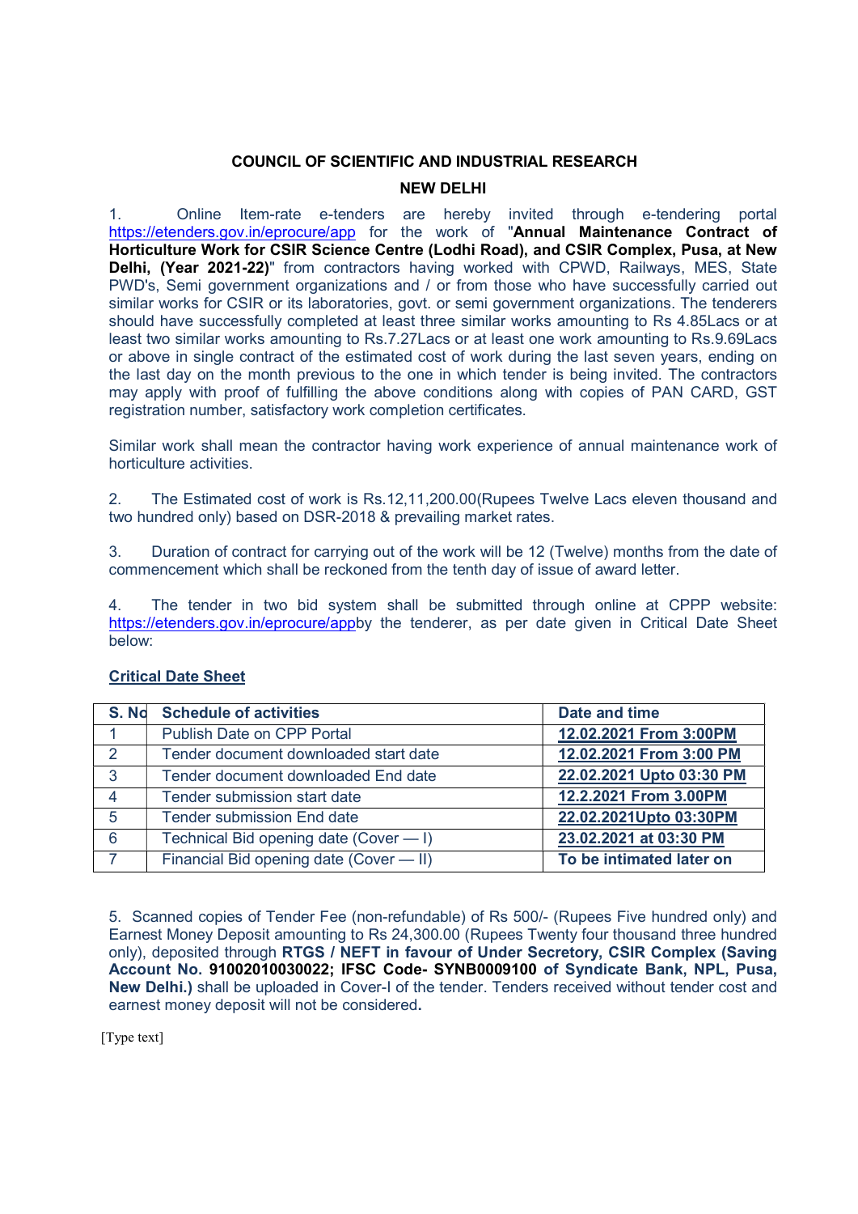**COUNCIL OF SCIENTIFIC AND INDUSTRIAL RESEARCH**

**NEW DELHI**

1. Online Item-rate e-tenders are hereby invited through e-tendering portal https://etenders.gov.in/eprocure/app for the work of "**Annual Maintenance Contract of Horticulture Work for CSIR Science Centre (Lodhi Road), and CSIR Complex, Pusa, at New Delhi, (Year 2021-22)**" from contractors having worked with CPWD, Railways, MES, State PWD's, Semi government organizations and / or from those who have successfully carried out similar works for CSIR or its laboratories, govt. or semi government organizations. The tenderers should have successfully completed at least three similar works amounting to Rs 4.85Lacs or at least two similar works amounting to Rs.7.27Lacs or at least one work amounting to Rs.9.69Lacs or above in single contract of the estimated cost of work during the last seven years, ending on the last day on the month previous to the one in which tender is being invited. The contractors may apply with proof of fulfilling the above conditions along with copies of PAN CARD, GST registration number, satisfactory work completion certificates.

Similar work shall mean the contractor having work experience of annual maintenance work of horticulture activities.

2. The Estimated cost of work is Rs.12,11,200.00(Rupees Twelve Lacs eleven thousand and two hundred only) based on DSR-2018 & prevailing market rates.

3. Duration of contract for carrying out of the work will be 12 (Twelve) months from the date of commencement which shall be reckoned from the tenth day of issue of award letter.

4. The tender in two bid system shall be submitted through online at CPPP website: https://etenders.gov.in/eprocure/appby the tenderer, as per date given in Critical Date Sheet below:

**Critical Date Sheet**

| S. No | Schedule of activities | Date and time |
|---|---|---|
| 1 | Publish Date on CPP Portal | **12.02.2021 From 3:00PM** |
| 2 | Tender document downloaded start date | **12.02.2021 From 3:00 PM** |
| 3 | Tender document downloaded End date | **22.02.2021 Upto 03:30 PM** |
| 4 | Tender submission start date | **12.2.2021 From 3.00PM** |
| 5 | Tender submission End date | **22.02.2021Upto 03:30PM** |
| 6 | Technical Bid opening date (Cover — I) | **23.02.2021 at 03:30 PM** |
| 7 | Financial Bid opening date (Cover — II) | **To be intimated later on** |

5. Scanned copies of Tender Fee (non-refundable) of Rs 500/- (Rupees Five hundred only) and Earnest Money Deposit amounting to Rs 24,300.00 (Rupees Twenty four thousand three hundred only), deposited through **RTGS / NEFT in favour of Under Secretory, CSIR Complex (Saving Account No. 91002010030022; IFSC Code- SYNB0009100 of Syndicate Bank, NPL, Pusa, New Delhi.)** shall be uploaded in Cover-I of the tender. Tenders received without tender cost and earnest money deposit will not be considered**.**

[Type text]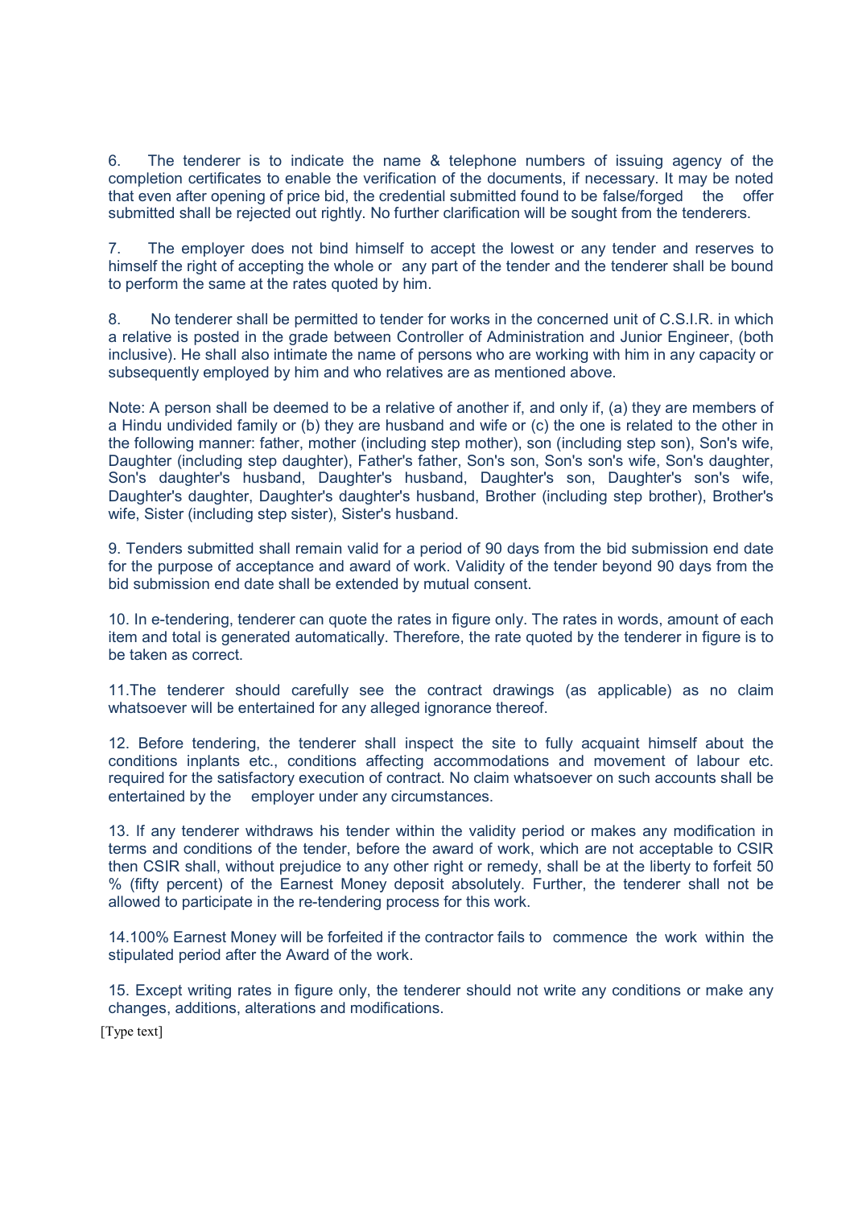6. The tenderer is to indicate the name & telephone numbers of issuing agency of the completion certificates to enable the verification of the documents, if necessary. It may be noted that even after opening of price bid, the credential submitted found to be false/forged the offer submitted shall be rejected out rightly. No further clarification will be sought from the tenderers.

7. The employer does not bind himself to accept the lowest or any tender and reserves to himself the right of accepting the whole or any part of the tender and the tenderer shall be bound to perform the same at the rates quoted by him.

8. No tenderer shall be permitted to tender for works in the concerned unit of C.S.I.R. in which a relative is posted in the grade between Controller of Administration and Junior Engineer, (both inclusive). He shall also intimate the name of persons who are working with him in any capacity or subsequently employed by him and who relatives are as mentioned above.

Note: A person shall be deemed to be a relative of another if, and only if, (a) they are members of a Hindu undivided family or (b) they are husband and wife or (c) the one is related to the other in the following manner: father, mother (including step mother), son (including step son), Son's wife, Daughter (including step daughter), Father's father, Son's son, Son's son's wife, Son's daughter, Son's daughter's husband, Daughter's husband, Daughter's son, Daughter's son's wife, Daughter's daughter, Daughter's daughter's husband, Brother (including step brother), Brother's wife, Sister (including step sister), Sister's husband.

9. Tenders submitted shall remain valid for a period of 90 days from the bid submission end date for the purpose of acceptance and award of work. Validity of the tender beyond 90 days from the bid submission end date shall be extended by mutual consent.

10. In e-tendering, tenderer can quote the rates in figure only. The rates in words, amount of each item and total is generated automatically. Therefore, the rate quoted by the tenderer in figure is to be taken as correct.

11.The tenderer should carefully see the contract drawings (as applicable) as no claim whatsoever will be entertained for any alleged ignorance thereof.

12. Before tendering, the tenderer shall inspect the site to fully acquaint himself about the conditions inplants etc., conditions affecting accommodations and movement of labour etc. required for the satisfactory execution of contract. No claim whatsoever on such accounts shall be entertained by the employer under any circumstances.

13. If any tenderer withdraws his tender within the validity period or makes any modification in terms and conditions of the tender, before the award of work, which are not acceptable to CSIR then CSIR shall, without prejudice to any other right or remedy, shall be at the liberty to forfeit 50 % (fifty percent) of the Earnest Money deposit absolutely. Further, the tenderer shall not be allowed to participate in the re-tendering process for this work.

14.100% Earnest Money will be forfeited if the contractor fails to commence the work within the stipulated period after the Award of the work.

15. Except writing rates in figure only, the tenderer should not write any conditions or make any changes, additions, alterations and modifications.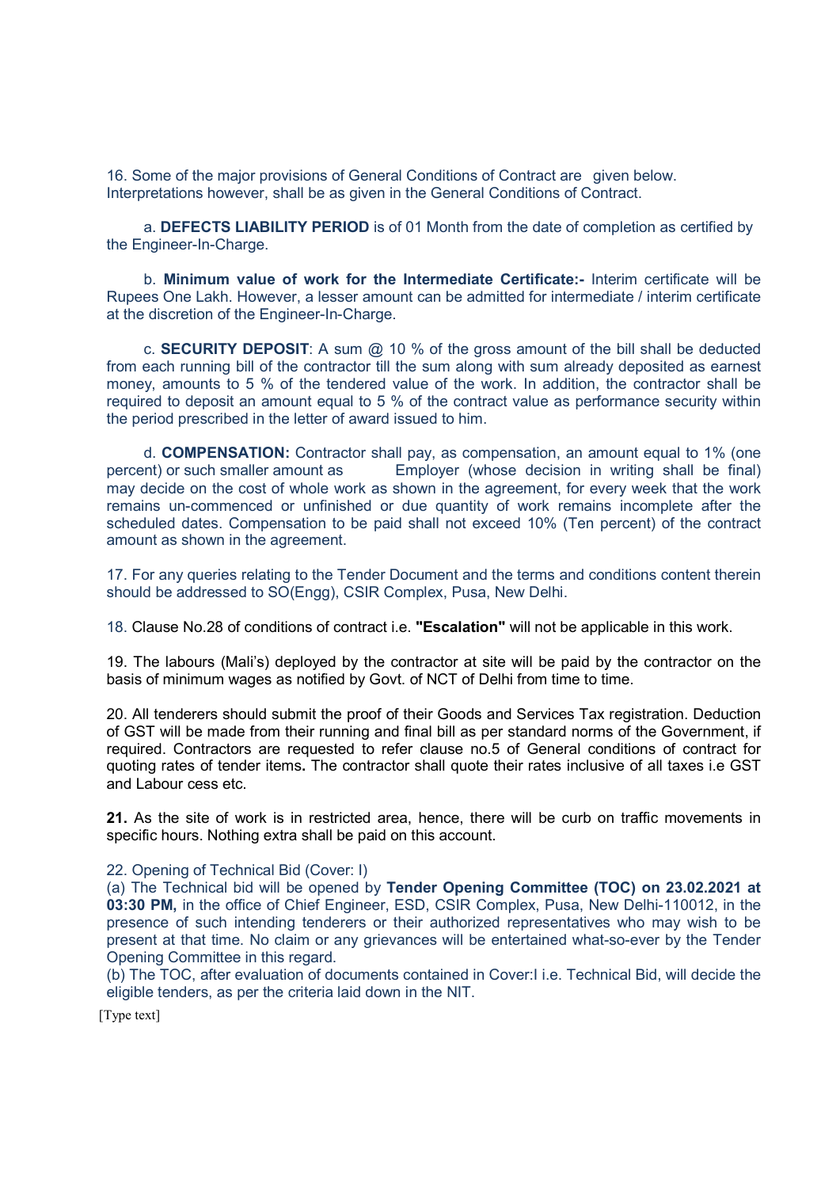16. Some of the major provisions of General Conditions of Contract are given below. Interpretations however, shall be as given in the General Conditions of Contract.

a. **DEFECTS LIABILITY PERIOD** is of 01 Month from the date of completion as certified by the Engineer-In-Charge.

b. **Minimum value of work for the Intermediate Certificate:-** Interim certificate will be Rupees One Lakh. However, a lesser amount can be admitted for intermediate / interim certificate at the discretion of the Engineer-In-Charge.

c. **SECURITY DEPOSIT**: A sum @ 10 % of the gross amount of the bill shall be deducted from each running bill of the contractor till the sum along with sum already deposited as earnest money, amounts to 5 % of the tendered value of the work. In addition, the contractor shall be required to deposit an amount equal to 5 % of the contract value as performance security within the period prescribed in the letter of award issued to him.

d. **COMPENSATION:** Contractor shall pay, as compensation, an amount equal to 1% (one percent) or such smaller amount as Employer (whose decision in writing shall be final) may decide on the cost of whole work as shown in the agreement, for every week that the work remains un-commenced or unfinished or due quantity of work remains incomplete after the scheduled dates. Compensation to be paid shall not exceed 10% (Ten percent) of the contract amount as shown in the agreement.

17. For any queries relating to the Tender Document and the terms and conditions content therein should be addressed to SO(Engg), CSIR Complex, Pusa, New Delhi.

18. Clause No.28 of conditions of contract i.e. **"Escalation"** will not be applicable in this work.

19. The labours (Mali's) deployed by the contractor at site will be paid by the contractor on the basis of minimum wages as notified by Govt. of NCT of Delhi from time to time.

20. All tenderers should submit the proof of their Goods and Services Tax registration. Deduction of GST will be made from their running and final bill as per standard norms of the Government, if required. Contractors are requested to refer clause no.5 of General conditions of contract for quoting rates of tender items**.** The contractor shall quote their rates inclusive of all taxes i.e GST and Labour cess etc.

**21.** As the site of work is in restricted area, hence, there will be curb on traffic movements in specific hours. Nothing extra shall be paid on this account.

22. Opening of Technical Bid (Cover: I)

(a) The Technical bid will be opened by **Tender Opening Committee (TOC) on 23.02.2021 at 03:30 PM,** in the office of Chief Engineer, ESD, CSIR Complex, Pusa, New Delhi-110012, in the presence of such intending tenderers or their authorized representatives who may wish to be present at that time. No claim or any grievances will be entertained what-so-ever by the Tender Opening Committee in this regard.

(b) The TOC, after evaluation of documents contained in Cover:I i.e. Technical Bid, will decide the eligible tenders, as per the criteria laid down in the NIT.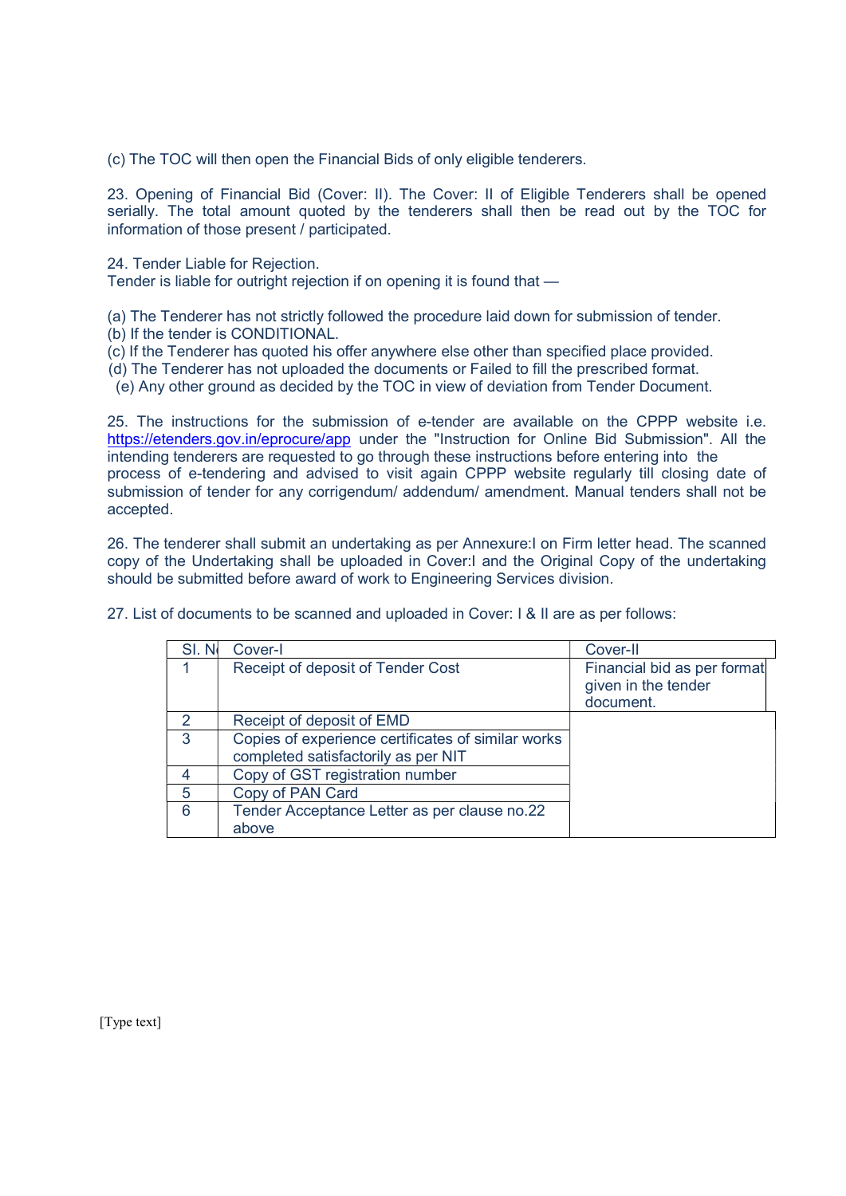(c) The TOC will then open the Financial Bids of only eligible tenderers.

23. Opening of Financial Bid (Cover: II). The Cover: II of Eligible Tenderers shall be opened serially. The total amount quoted by the tenderers shall then be read out by the TOC for information of those present / participated.

24. Tender Liable for Rejection.
Tender is liable for outright rejection if on opening it is found that —

(a) The Tenderer has not strictly followed the procedure laid down for submission of tender.
(b) If the tender is CONDITIONAL.
(c) If the Tenderer has quoted his offer anywhere else other than specified place provided.
(d) The Tenderer has not uploaded the documents or Failed to fill the prescribed format.
(e) Any other ground as decided by the TOC in view of deviation from Tender Document.

25. The instructions for the submission of e-tender are available on the CPPP website i.e. https://etenders.gov.in/eprocure/app under the "Instruction for Online Bid Submission". All the intending tenderers are requested to go through these instructions before entering into the process of e-tendering and advised to visit again CPPP website regularly till closing date of submission of tender for any corrigendum/ addendum/ amendment. Manual tenders shall not be accepted.

26. The tenderer shall submit an undertaking as per Annexure:I on Firm letter head. The scanned copy of the Undertaking shall be uploaded in Cover:I and the Original Copy of the undertaking should be submitted before award of work to Engineering Services division.

27. List of documents to be scanned and uploaded in Cover: I & II are as per follows:

| Sl. No | Cover-I | Cover-II |
|---|---|---|
| 1 | Receipt of deposit of Tender Cost | Financial bid as per format given in the tender document. |
| 2 | Receipt of deposit of EMD | |
| 3 | Copies of experience certificates of similar works completed satisfactorily as per NIT | |
| 4 | Copy of GST registration number | |
| 5 | Copy of PAN Card | |
| 6 | Tender Acceptance Letter as per clause no.22 above | |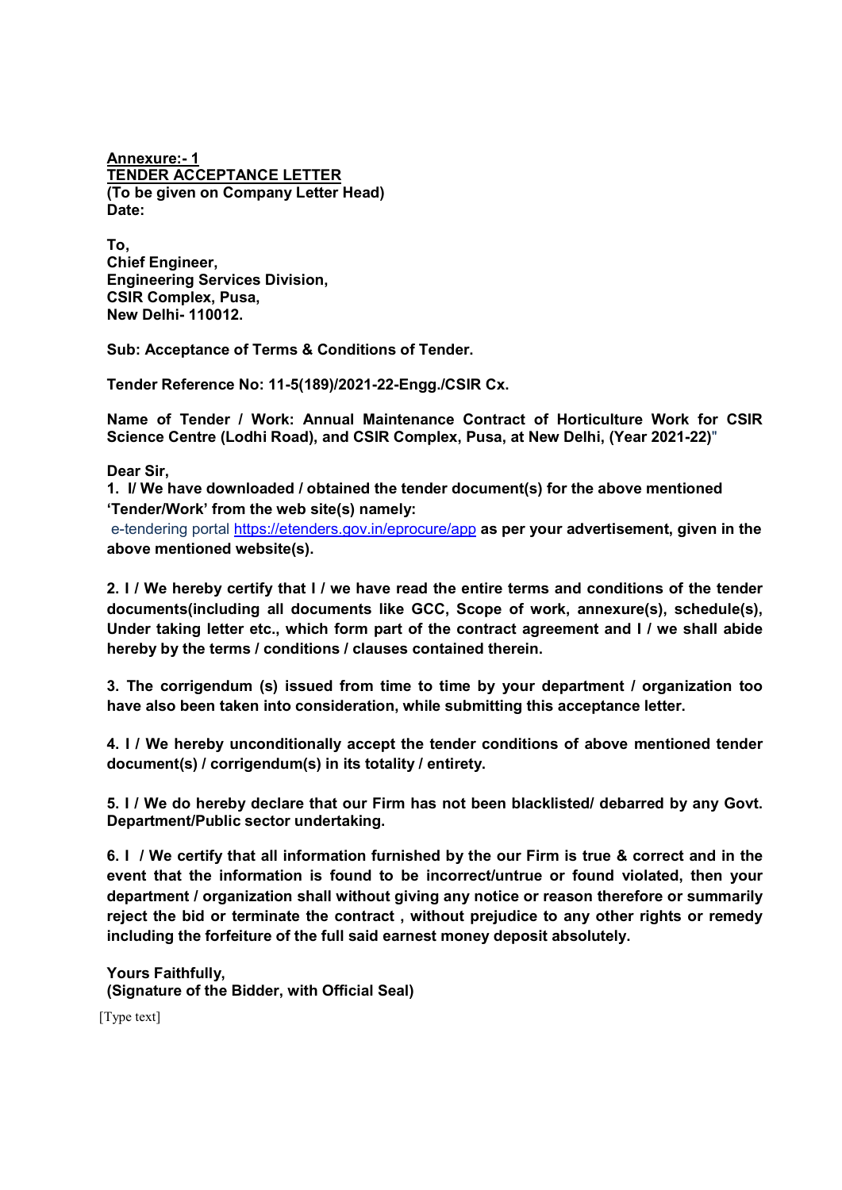**Annexure:- 1**
**TENDER ACCEPTANCE LETTER**
**(To be given on Company Letter Head)**
**Date:**

**To,**
**Chief Engineer,**
**Engineering Services Division,**
**CSIR Complex, Pusa,**
**New Delhi- 110012.**

**Sub: Acceptance of Terms & Conditions of Tender.**

**Tender Reference No: 11-5(189)/2021-22-Engg./CSIR Cx.**

**Name of Tender / Work: Annual Maintenance Contract of Horticulture Work for CSIR Science Centre (Lodhi Road), and CSIR Complex, Pusa, at New Delhi, (Year 2021-22)"**

**Dear Sir,**

**1. I/ We have downloaded / obtained the tender document(s) for the above mentioned 'Tender/Work' from the web site(s) namely:**
e-tendering portal https://etenders.gov.in/eprocure/app **as per your advertisement, given in the above mentioned website(s).**

**2. I / We hereby certify that I / we have read the entire terms and conditions of the tender documents(including all documents like GCC, Scope of work, annexure(s), schedule(s), Under taking letter etc., which form part of the contract agreement and I / we shall abide hereby by the terms / conditions / clauses contained therein.**

**3. The corrigendum (s) issued from time to time by your department / organization too have also been taken into consideration, while submitting this acceptance letter.**

**4. I / We hereby unconditionally accept the tender conditions of above mentioned tender document(s) / corrigendum(s) in its totality / entirety.**

**5. I / We do hereby declare that our Firm has not been blacklisted/ debarred by any Govt. Department/Public sector undertaking.**

**6. I / We certify that all information furnished by the our Firm is true & correct and in the event that the information is found to be incorrect/untrue or found violated, then your department / organization shall without giving any notice or reason therefore or summarily reject the bid or terminate the contract , without prejudice to any other rights or remedy including the forfeiture of the full said earnest money deposit absolutely.**

**Yours Faithfully,**
**(Signature of the Bidder, with Official Seal)**

[Type text]